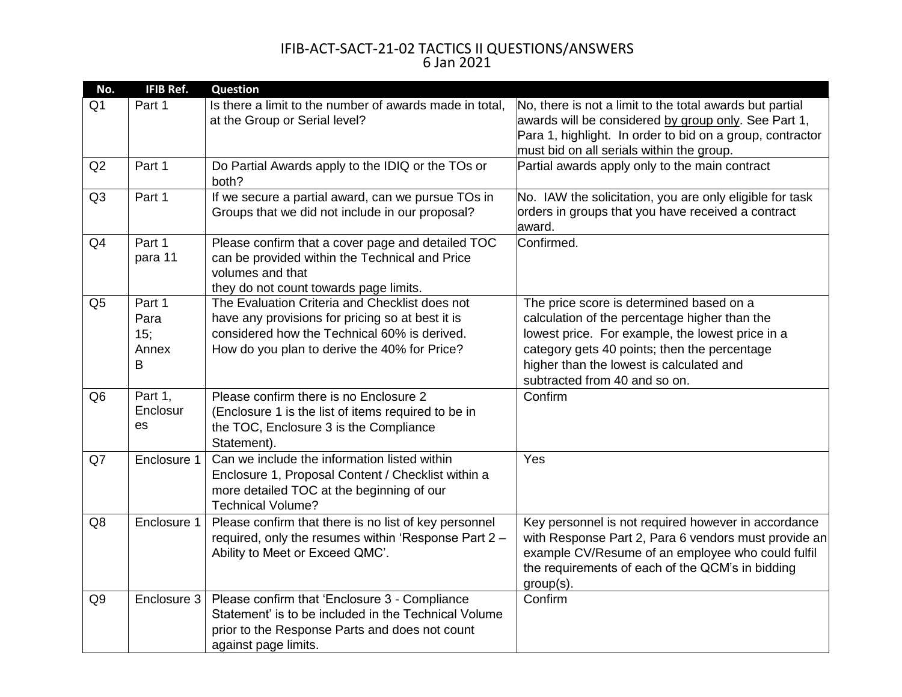# IFIB-ACT-SACT-21-02 TACTICS II QUESTIONS/ANSWERS
6 Jan 2021

| No. | IFIB Ref. | Question | |
|---|---|---|---|
| Q1 | Part 1 | Is there a limit to the number of awards made in total, at the Group or Serial level? | No, there is not a limit to the total awards but partial awards will be considered by group only. See Part 1, Para 1, highlight. In order to bid on a group, contractor must bid on all serials within the group. |
| Q2 | Part 1 | Do Partial Awards apply to the IDIQ or the TOs or both? | Partial awards apply only to the main contract |
| Q3 | Part 1 | If we secure a partial award, can we pursue TOs in Groups that we did not include in our proposal? | No. IAW the solicitation, you are only eligible for task orders in groups that you have received a contract award. |
| Q4 | Part 1 para 11 | Please confirm that a cover page and detailed TOC can be provided within the Technical and Price volumes and that they do not count towards page limits. | Confirmed. |
| Q5 | Part 1 Para 15; Annex B | The Evaluation Criteria and Checklist does not have any provisions for pricing so at best it is considered how the Technical 60% is derived. How do you plan to derive the 40% for Price? | The price score is determined based on a calculation of the percentage higher than the lowest price. For example, the lowest price in a category gets 40 points; then the percentage higher than the lowest is calculated and subtracted from 40 and so on. |
| Q6 | Part 1, Enclosures | Please confirm there is no Enclosure 2 (Enclosure 1 is the list of items required to be in the TOC, Enclosure 3 is the Compliance Statement). | Confirm |
| Q7 | Enclosure 1 | Can we include the information listed within Enclosure 1, Proposal Content / Checklist within a more detailed TOC at the beginning of our Technical Volume? | Yes |
| Q8 | Enclosure 1 | Please confirm that there is no list of key personnel required, only the resumes within 'Response Part 2 – Ability to Meet or Exceed QMC'. | Key personnel is not required however in accordance with Response Part 2, Para 6 vendors must provide an example CV/Resume of an employee who could fulfil the requirements of each of the QCM's in bidding group(s). |
| Q9 | Enclosure 3 | Please confirm that 'Enclosure 3 - Compliance Statement' is to be included in the Technical Volume prior to the Response Parts and does not count against page limits. | Confirm |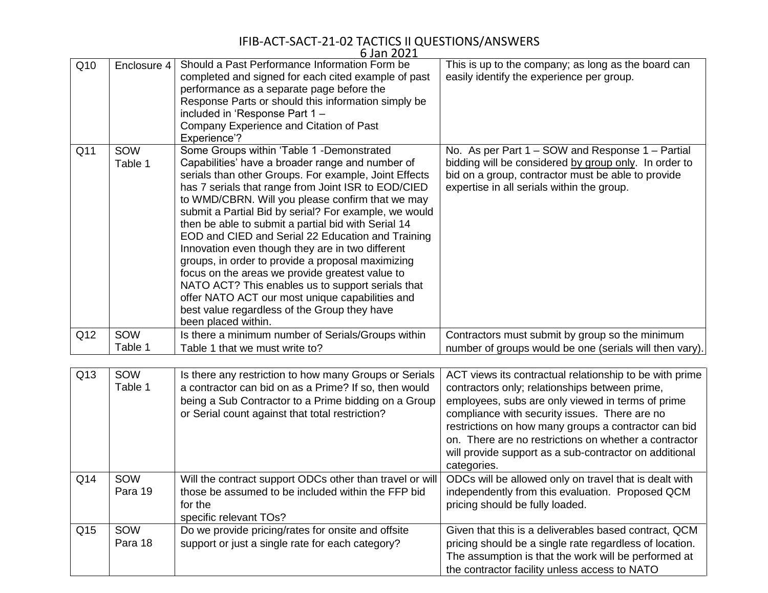# IFIB-ACT-SACT-21-02 TACTICS II QUESTIONS/ANSWERS

6 Jan 2021

| | | | |
|---|---|---|---|
| Q10 | Enclosure 4 | Should a Past Performance Information Form be completed and signed for each cited example of past performance as a separate page before the Response Parts or should this information simply be included in 'Response Part 1 – Company Experience and Citation of Past Experience'? | This is up to the company; as long as the board can easily identify the experience per group. |
| Q11 | SOW Table 1 | Some Groups within 'Table 1 -Demonstrated Capabilities' have a broader range and number of serials than other Groups. For example, Joint Effects has 7 serials that range from Joint ISR to EOD/CIED to WMD/CBRN. Will you please confirm that we may submit a Partial Bid by serial? For example, we would then be able to submit a partial bid with Serial 14 EOD and CIED and Serial 22 Education and Training Innovation even though they are in two different groups, in order to provide a proposal maximizing focus on the areas we provide greatest value to NATO ACT? This enables us to support serials that offer NATO ACT our most unique capabilities and best value regardless of the Group they have been placed within. | No. As per Part 1 – SOW and Response 1 – Partial bidding will be considered by group only. In order to bid on a group, contractor must be able to provide expertise in all serials within the group. |
| Q12 | SOW Table 1 | Is there a minimum number of Serials/Groups within Table 1 that we must write to? | Contractors must submit by group so the minimum number of groups would be one (serials will then vary). |
| Q13 | SOW Table 1 | Is there any restriction to how many Groups or Serials a contractor can bid on as a Prime? If so, then would being a Sub Contractor to a Prime bidding on a Group or Serial count against that total restriction? | ACT views its contractual relationship to be with prime contractors only; relationships between prime, employees, subs are only viewed in terms of prime compliance with security issues. There are no restrictions on how many groups a contractor can bid on. There are no restrictions on whether a contractor will provide support as a sub-contractor on additional categories. |
| Q14 | SOW Para 19 | Will the contract support ODCs other than travel or will those be assumed to be included within the FFP bid for the specific relevant TOs? | ODCs will be allowed only on travel that is dealt with independently from this evaluation. Proposed QCM pricing should be fully loaded. |
| Q15 | SOW Para 18 | Do we provide pricing/rates for onsite and offsite support or just a single rate for each category? | Given that this is a deliverables based contract, QCM pricing should be a single rate regardless of location. The assumption is that the work will be performed at the contractor facility unless access to NATO |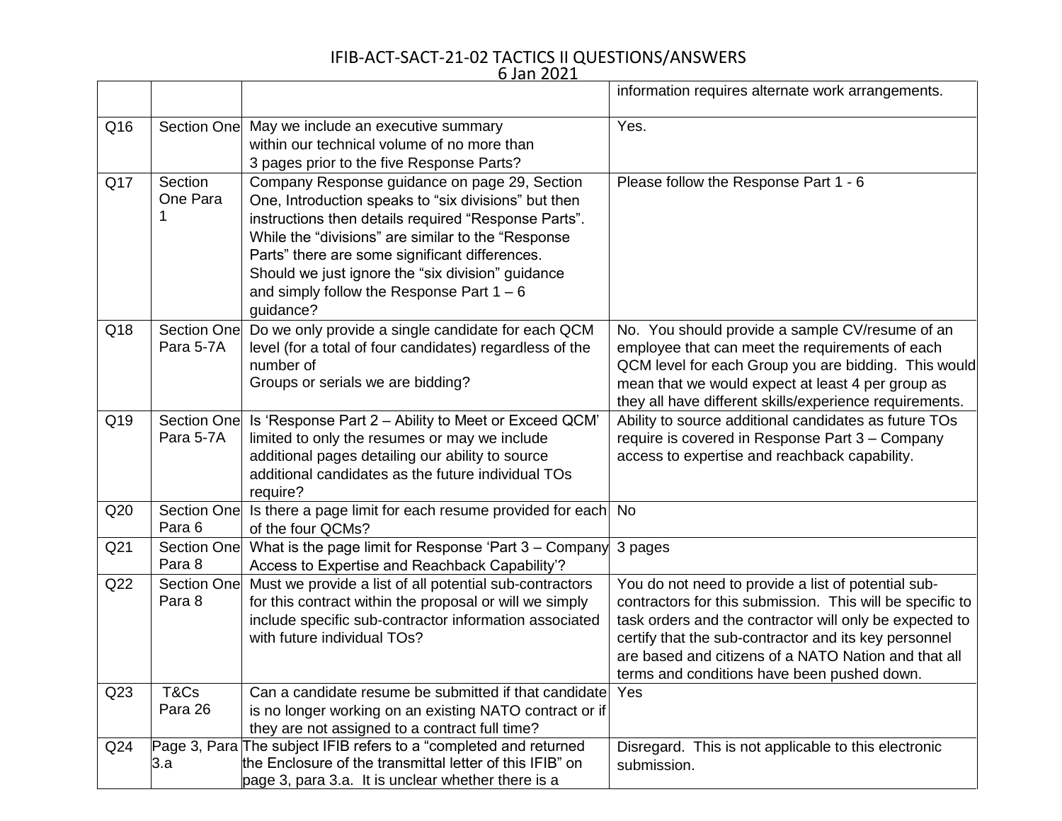| | | | information requires alternate work arrangements. |
|---|---|---|---|
| Q16 | Section One | May we include an executive summary within our technical volume of no more than 3 pages prior to the five Response Parts? | Yes. |
| Q17 | Section One Para 1 | Company Response guidance on page 29, Section One, Introduction speaks to “six divisions” but then instructions then details required “Response Parts”. While the “divisions” are similar to the “Response Parts” there are some significant differences. Should we just ignore the “six division” guidance and simply follow the Response Part 1 – 6 guidance? | Please follow the Response Part 1 - 6 |
| Q18 | Section One Para 5-7A | Do we only provide a single candidate for each QCM level (for a total of four candidates) regardless of the number of Groups or serials we are bidding? | No. You should provide a sample CV/resume of an employee that can meet the requirements of each QCM level for each Group you are bidding. This would mean that we would expect at least 4 per group as they all have different skills/experience requirements. |
| Q19 | Section One Para 5-7A | Is ‘Response Part 2 – Ability to Meet or Exceed QCM’ limited to only the resumes or may we include additional pages detailing our ability to source additional candidates as the future individual TOs require? | Ability to source additional candidates as future TOs require is covered in Response Part 3 – Company access to expertise and reachback capability. |
| Q20 | Section One Para 6 | Is there a page limit for each resume provided for each of the four QCMs? | No |
| Q21 | Section One Para 8 | What is the page limit for Response ‘Part 3 – Company Access to Expertise and Reachback Capability’? | 3 pages |
| Q22 | Section One Para 8 | Must we provide a list of all potential sub-contractors for this contract within the proposal or will we simply include specific sub-contractor information associated with future individual TOs? | You do not need to provide a list of potential sub-contractors for this submission. This will be specific to task orders and the contractor will only be expected to certify that the sub-contractor and its key personnel are based and citizens of a NATO Nation and that all terms and conditions have been pushed down. |
| Q23 | T&Cs Para 26 | Can a candidate resume be submitted if that candidate is no longer working on an existing NATO contract or if they are not assigned to a contract full time? | Yes |
| Q24 | Page 3, Para 3.a | The subject IFIB refers to a “completed and returned the Enclosure of the transmittal letter of this IFIB” on page 3, para 3.a. It is unclear whether there is a | Disregard. This is not applicable to this electronic submission. |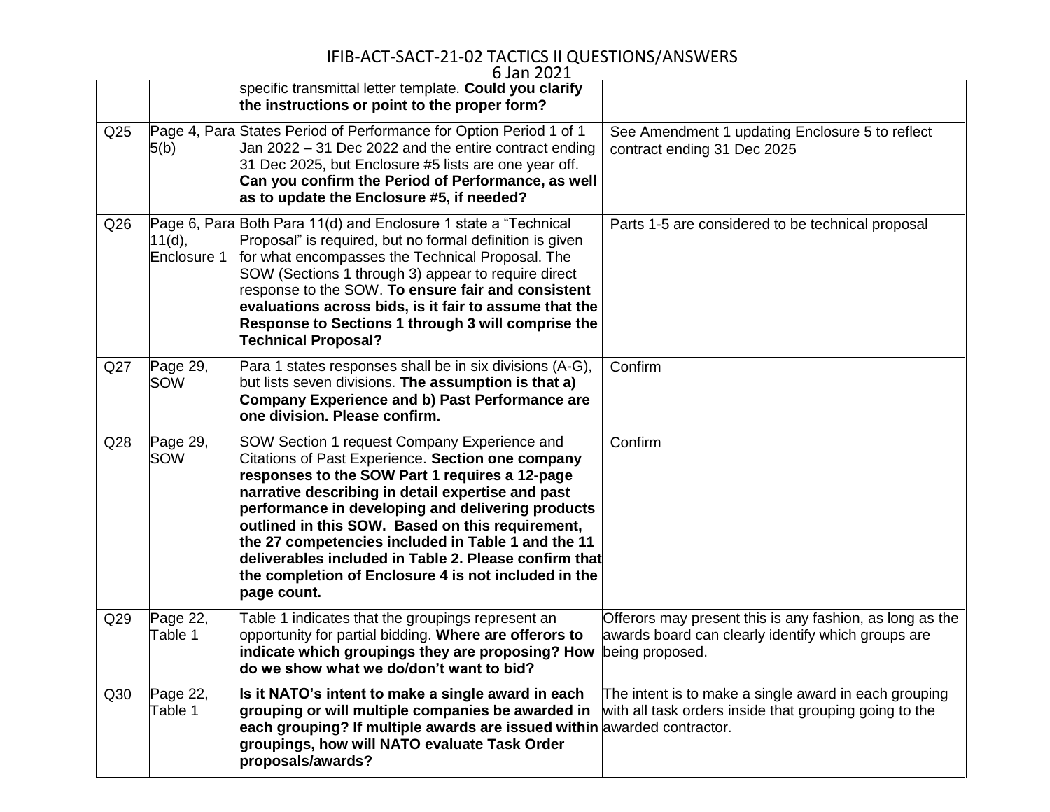|  |  | specific transmittal letter template. **Could you clarify the instructions or point to the proper form?** |  |
|---|---|---|---|
| Q25 | Page 4, Para 5(b) | States Period of Performance for Option Period 1 of 1 Jan 2022 – 31 Dec 2022 and the entire contract ending 31 Dec 2025, but Enclosure #5 lists are one year off. **Can you confirm the Period of Performance, as well as to update the Enclosure #5, if needed?** | See Amendment 1 updating Enclosure 5 to reflect contract ending 31 Dec 2025 |
| Q26 | Page 6, Para 11(d), Enclosure 1 | Both Para 11(d) and Enclosure 1 state a "Technical Proposal" is required, but no formal definition is given for what encompasses the Technical Proposal. The SOW (Sections 1 through 3) appear to require direct response to the SOW. **To ensure fair and consistent evaluations across bids, is it fair to assume that the Response to Sections 1 through 3 will comprise the Technical Proposal?** | Parts 1-5 are considered to be technical proposal |
| Q27 | Page 29, SOW | Para 1 states responses shall be in six divisions (A-G), but lists seven divisions. **The assumption is that a) Company Experience and b) Past Performance are one division. Please confirm.** | Confirm |
| Q28 | Page 29, SOW | SOW Section 1 request Company Experience and Citations of Past Experience. **Section one company responses to the SOW Part 1 requires a 12-page narrative describing in detail expertise and past performance in developing and delivering products outlined in this SOW. Based on this requirement, the 27 competencies included in Table 1 and the 11 deliverables included in Table 2. Please confirm that the completion of Enclosure 4 is not included in the page count.** | Confirm |
| Q29 | Page 22, Table 1 | Table 1 indicates that the groupings represent an opportunity for partial bidding. **Where are offerors to indicate which groupings they are proposing? How do we show what we do/don't want to bid?** | Offerors may present this is any fashion, as long as the awards board can clearly identify which groups are being proposed. |
| Q30 | Page 22, Table 1 | **Is it NATO's intent to make a single award in each grouping or will multiple companies be awarded in each grouping? If multiple awards are issued within groupings, how will NATO evaluate Task Order proposals/awards?** | The intent is to make a single award in each grouping with all task orders inside that grouping going to the awarded contractor. |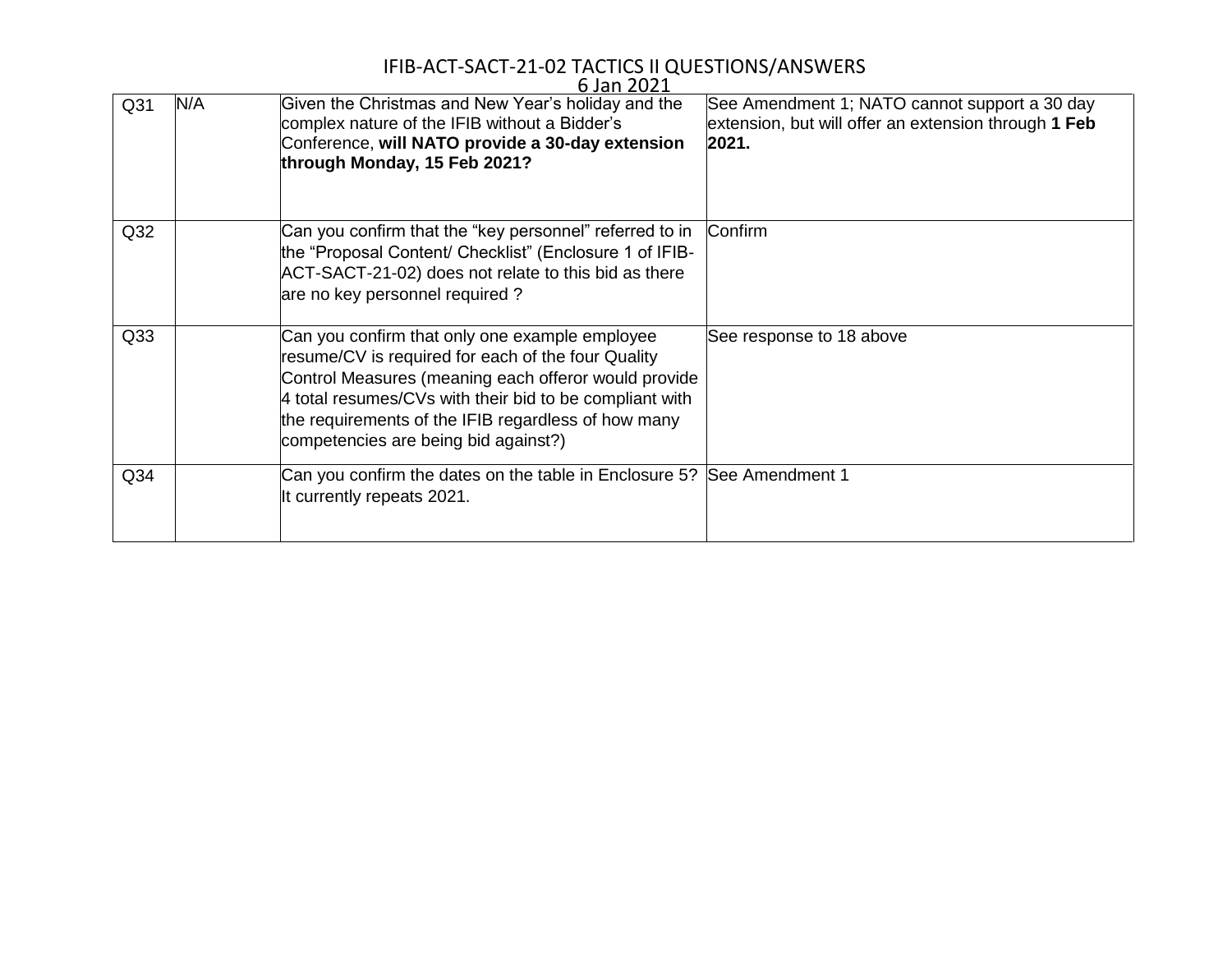IFIB-ACT-SACT-21-02 TACTICS II QUESTIONS/ANSWERS
6 Jan 2021

| | | | |
|---|---|---|---|
| Q31 | N/A | Given the Christmas and New Year's holiday and the complex nature of the IFIB without a Bidder's Conference, **will NATO provide a 30-day extension through Monday, 15 Feb 2021?** | See Amendment 1; NATO cannot support a 30 day extension, but will offer an extension through **1 Feb 2021.** |
| Q32 | | Can you confirm that the "key personnel" referred to in the "Proposal Content/ Checklist" (Enclosure 1 of IFIB-ACT-SACT-21-02) does not relate to this bid as there are no key personnel required ? | Confirm |
| Q33 | | Can you confirm that only one example employee resume/CV is required for each of the four Quality Control Measures (meaning each offeror would provide 4 total resumes/CVs with their bid to be compliant with the requirements of the IFIB regardless of how many competencies are being bid against?) | See response to 18 above |
| Q34 | | Can you confirm the dates on the table in Enclosure 5? It currently repeats 2021. | See Amendment 1 |